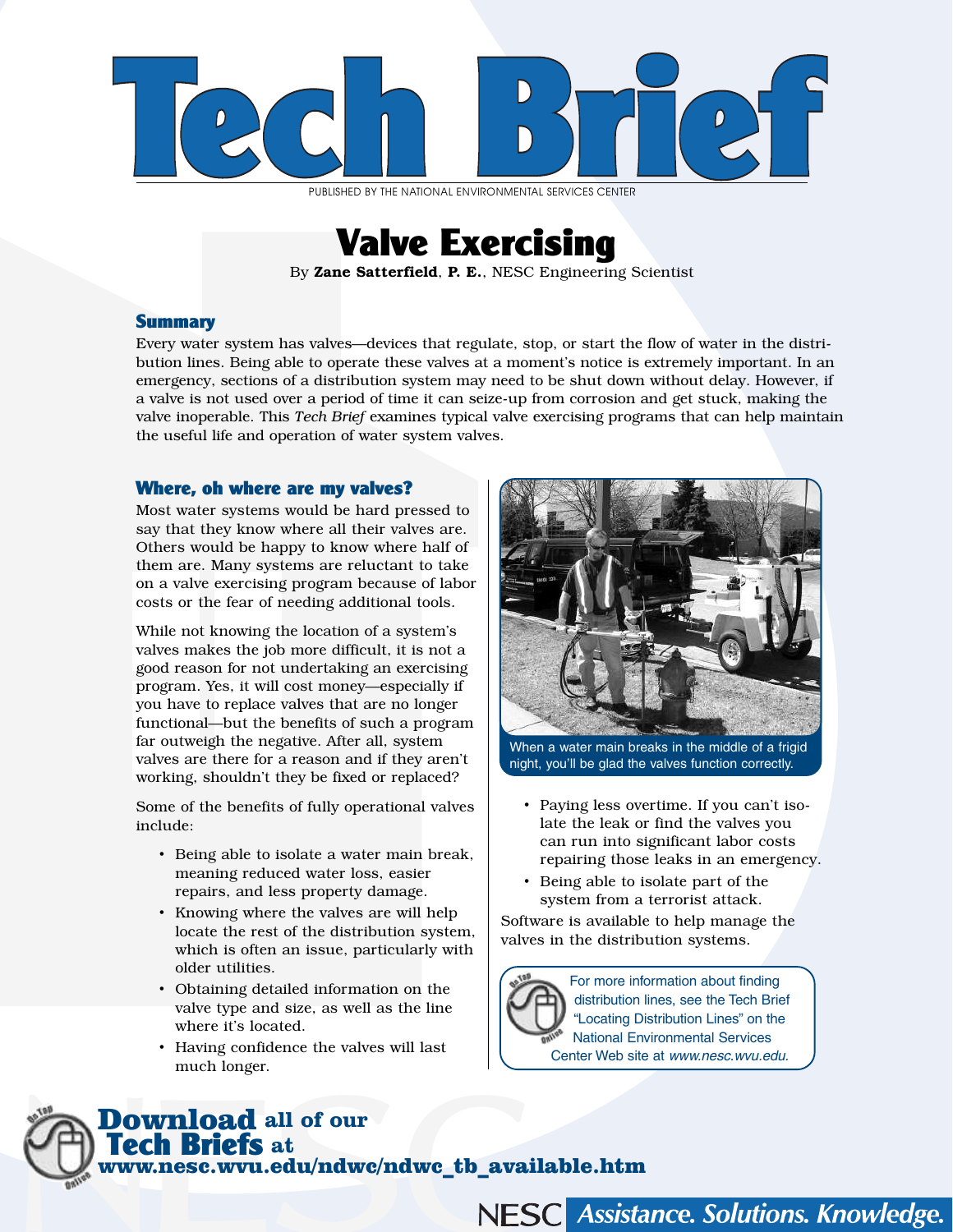# Tech Brief

PUBLISHED BY THE NATIONAL ENVIRONMENTAL SERVICES CENTER

## Valve Exercising

By **Zane Satterfield**, **P. E.**, NESC Engineering Scientist

### Summary

Every water system has valves—devices that regulate, stop, or start the flow of water in the distribution lines. Being able to operate these valves at a moment's notice is extremely important. In an emergency, sections of a distribution system may need to be shut down without delay. However, if a valve is not used over a period of time it can seize-up from corrosion and get stuck, making the valve inoperable. This *Tech Brief* examines typical valve exercising programs that can help maintain the useful life and operation of water system valves.

### Where, oh where are my valves?

Most water systems would be hard pressed to say that they know where all their valves are. Others would be happy to know where half of them are. Many systems are reluctant to take on a valve exercising program because of labor costs or the fear of needing additional tools.

While not knowing the location of a system's valves makes the job more difficult, it is not a good reason for not undertaking an exercising program. Yes, it will cost money—especially if you have to replace valves that are no longer functional—but the benefits of such a program far outweigh the negative. After all, system valves are there for a reason and if they aren't working, shouldn't they be fixed or replaced?

Some of the benefits of fully operational valves include:

- Being able to isolate a water main break, meaning reduced water loss, easier repairs, and less property damage.
- Knowing where the valves are will help locate the rest of the distribution system, which is often an issue, particularly with older utilities.
- Obtaining detailed information on the valve type and size, as well as the line where it's located.
- Having confidence the valves will last much longer.
- Paying less overtime. If you can't isolate the leak or find the valves you can run into significant labor costs repairing those leaks in an emergency.
- Being able to isolate part of the system from a terrorist attack.

Software is available to help manage the valves in the distribution systems.

When a water main breaks in the middle of a frigid night, you'll be glad the valves function correctly.

For more information about finding distribution lines, see the Tech Brief "Locating Distribution Lines" on the National Environmental Services Center Web site at *www.nesc.wvu.edu.*

**Download** all of our **Tech Briefs** at **www.nesc.wvu.edu/ndwc/ndwc_tb_available.htm**

NESC *Assistance. Solutions. Knowledge.*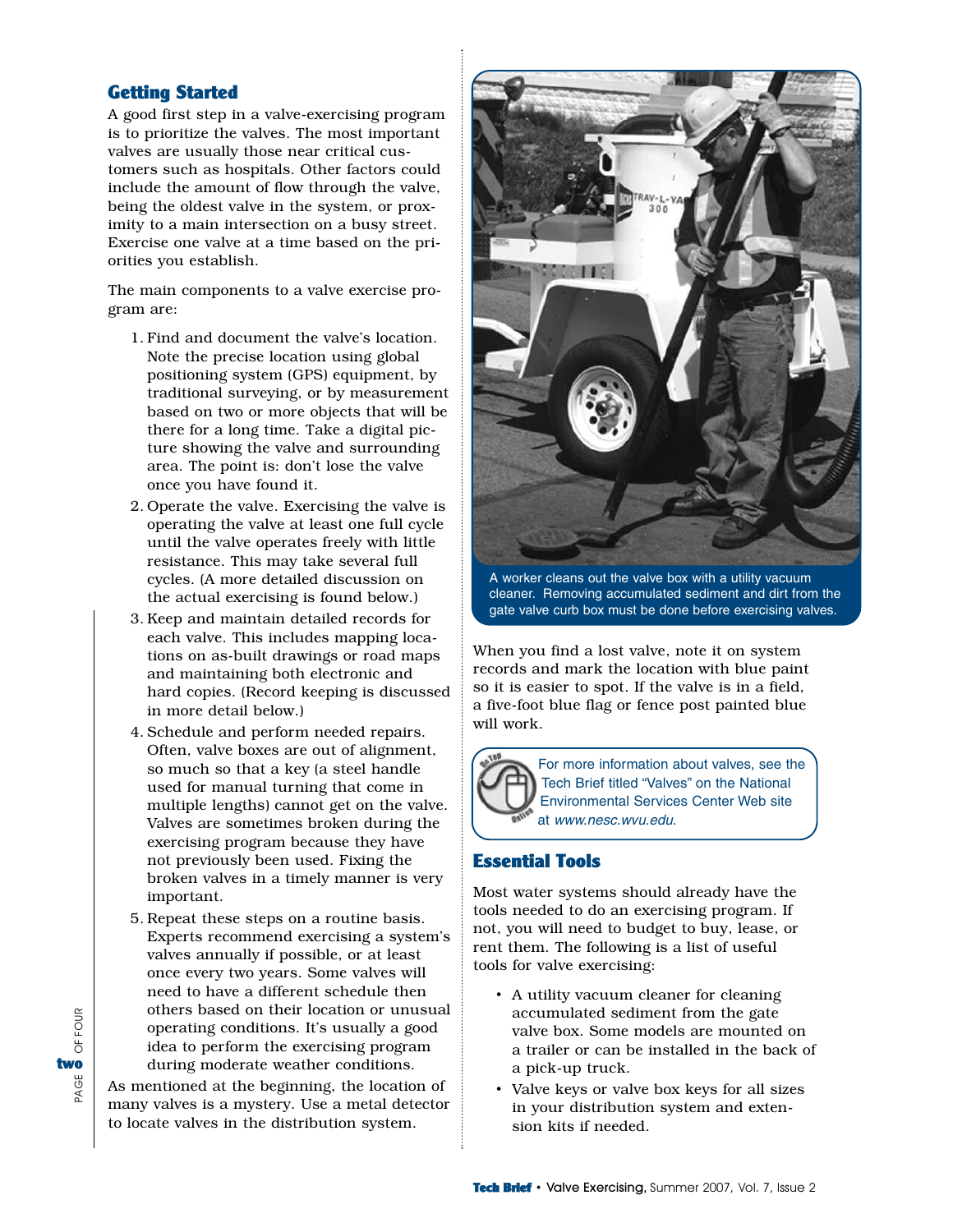## Getting Started

A good first step in a valve-exercising program is to prioritize the valves. The most important valves are usually those near critical customers such as hospitals. Other factors could include the amount of flow through the valve, being the oldest valve in the system, or proximity to a main intersection on a busy street. Exercise one valve at a time based on the priorities you establish.

The main components to a valve exercise program are:

1. Find and document the valve's location. Note the precise location using global positioning system (GPS) equipment, by traditional surveying, or by measurement based on two or more objects that will be there for a long time. Take a digital picture showing the valve and surrounding area. The point is: don't lose the valve once you have found it.
2. Operate the valve. Exercising the valve is operating the valve at least one full cycle until the valve operates freely with little resistance. This may take several full cycles. (A more detailed discussion on the actual exercising is found below.)
3. Keep and maintain detailed records for each valve. This includes mapping locations on as-built drawings or road maps and maintaining both electronic and hard copies. (Record keeping is discussed in more detail below.)
4. Schedule and perform needed repairs. Often, valve boxes are out of alignment, so much so that a key (a steel handle used for manual turning that come in multiple lengths) cannot get on the valve. Valves are sometimes broken during the exercising program because they have not previously been used. Fixing the broken valves in a timely manner is very important.
5. Repeat these steps on a routine basis. Experts recommend exercising a system's valves annually if possible, or at least once every two years. Some valves will need to have a different schedule then others based on their location or unusual operating conditions. It's usually a good idea to perform the exercising program during moderate weather conditions.

As mentioned at the beginning, the location of many valves is a mystery. Use a metal detector to locate valves in the distribution system.

A worker cleans out the valve box with a utility vacuum cleaner. Removing accumulated sediment and dirt from the gate valve curb box must be done before exercising valves.

When you find a lost valve, note it on system records and mark the location with blue paint so it is easier to spot. If the valve is in a field, a five-foot blue flag or fence post painted blue will work.

For more information about valves, see the Tech Brief titled "Valves" on the National Environmental Services Center Web site at *www.nesc.wvu.edu*.

## Essential Tools

Most water systems should already have the tools needed to do an exercising program. If not, you will need to budget to buy, lease, or rent them. The following is a list of useful tools for valve exercising:

- A utility vacuum cleaner for cleaning accumulated sediment from the gate valve box. Some models are mounted on a trailer or can be installed in the back of a pick-up truck.
- Valve keys or valve box keys for all sizes in your distribution system and extension kits if needed.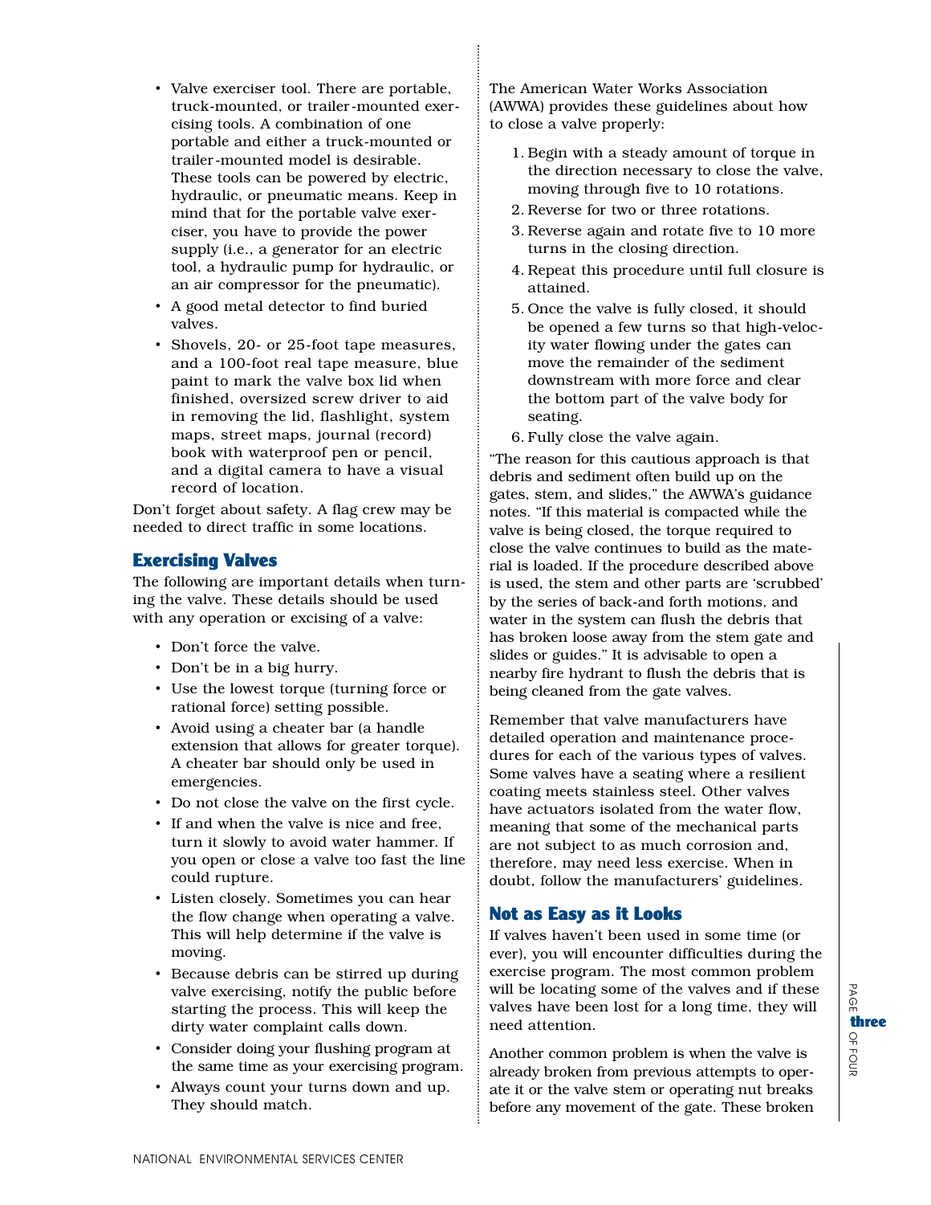- Valve exerciser tool. There are portable, truck-mounted, or trailer-mounted exercising tools. A combination of one portable and either a truck-mounted or trailer-mounted model is desirable. These tools can be powered by electric, hydraulic, or pneumatic means. Keep in mind that for the portable valve exerciser, you have to provide the power supply (i.e., a generator for an electric tool, a hydraulic pump for hydraulic, or an air compressor for the pneumatic).
- A good metal detector to find buried valves.
- Shovels, 20- or 25-foot tape measures, and a 100-foot real tape measure, blue paint to mark the valve box lid when finished, oversized screw driver to aid in removing the lid, flashlight, system maps, street maps, journal (record) book with waterproof pen or pencil, and a digital camera to have a visual record of location.

Don't forget about safety. A flag crew may be needed to direct traffic in some locations.

## Exercising Valves

The following are important details when turning the valve. These details should be used with any operation or excising of a valve:

- Don't force the valve.
- Don't be in a big hurry.
- Use the lowest torque (turning force or rational force) setting possible.
- Avoid using a cheater bar (a handle extension that allows for greater torque). A cheater bar should only be used in emergencies.
- Do not close the valve on the first cycle.
- If and when the valve is nice and free, turn it slowly to avoid water hammer. If you open or close a valve too fast the line could rupture.
- Listen closely. Sometimes you can hear the flow change when operating a valve. This will help determine if the valve is moving.
- Because debris can be stirred up during valve exercising, notify the public before starting the process. This will keep the dirty water complaint calls down.
- Consider doing your flushing program at the same time as your exercising program.
- Always count your turns down and up. They should match.

The American Water Works Association (AWWA) provides these guidelines about how to close a valve properly:

1. Begin with a steady amount of torque in the direction necessary to close the valve, moving through five to 10 rotations.
2. Reverse for two or three rotations.
3. Reverse again and rotate five to 10 more turns in the closing direction.
4. Repeat this procedure until full closure is attained.
5. Once the valve is fully closed, it should be opened a few turns so that high-velocity water flowing under the gates can move the remainder of the sediment downstream with more force and clear the bottom part of the valve body for seating.
6. Fully close the valve again.

"The reason for this cautious approach is that debris and sediment often build up on the gates, stem, and slides," the AWWA's guidance notes. "If this material is compacted while the valve is being closed, the torque required to close the valve continues to build as the material is loaded. If the procedure described above is used, the stem and other parts are 'scrubbed' by the series of back-and forth motions, and water in the system can flush the debris that has broken loose away from the stem gate and slides or guides." It is advisable to open a nearby fire hydrant to flush the debris that is being cleaned from the gate valves.

Remember that valve manufacturers have detailed operation and maintenance procedures for each of the various types of valves. Some valves have a seating where a resilient coating meets stainless steel. Other valves have actuators isolated from the water flow, meaning that some of the mechanical parts are not subject to as much corrosion and, therefore, may need less exercise. When in doubt, follow the manufacturers' guidelines.

## Not as Easy as it Looks

If valves haven't been used in some time (or ever), you will encounter difficulties during the exercise program. The most common problem will be locating some of the valves and if these valves have been lost for a long time, they will need attention.

Another common problem is when the valve is already broken from previous attempts to operate it or the valve stem or operating nut breaks before any movement of the gate. These broken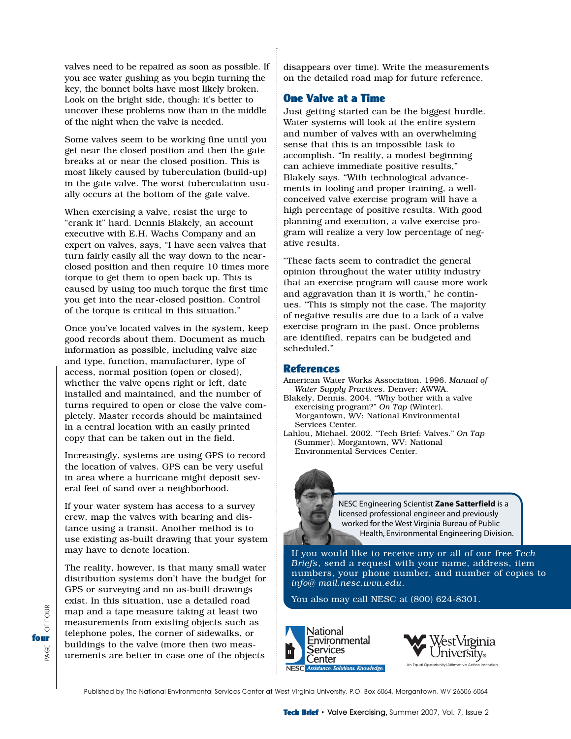valves need to be repaired as soon as possible. If you see water gushing as you begin turning the key, the bonnet bolts have most likely broken. Look on the bright side, though: it's better to uncover these problems now than in the middle of the night when the valve is needed.

Some valves seem to be working fine until you get near the closed position and then the gate breaks at or near the closed position. This is most likely caused by tuberculation (build-up) in the gate valve. The worst tuberculation usually occurs at the bottom of the gate valve.

When exercising a valve, resist the urge to "crank it" hard. Dennis Blakely, an account executive with E.H. Wachs Company and an expert on valves, says, "I have seen valves that turn fairly easily all the way down to the near-closed position and then require 10 times more torque to get them to open back up. This is caused by using too much torque the first time you get into the near-closed position. Control of the torque is critical in this situation."

Once you've located valves in the system, keep good records about them. Document as much information as possible, including valve size and type, function, manufacturer, type of access, normal position (open or closed), whether the valve opens right or left, date installed and maintained, and the number of turns required to open or close the valve completely. Master records should be maintained in a central location with an easily printed copy that can be taken out in the field.

Increasingly, systems are using GPS to record the location of valves. GPS can be very useful in area where a hurricane might deposit several feet of sand over a neighborhood.

If your water system has access to a survey crew, map the valves with bearing and distance using a transit. Another method is to use existing as-built drawing that your system may have to denote location.

The reality, however, is that many small water distribution systems don't have the budget for GPS or surveying and no as-built drawings exist. In this situation, use a detailed road map and a tape measure taking at least two measurements from existing objects such as telephone poles, the corner of sidewalks, or buildings to the valve (more then two measurements are better in case one of the objects disappears over time). Write the measurements on the detailed road map for future reference.

## One Valve at a Time

Just getting started can be the biggest hurdle. Water systems will look at the entire system and number of valves with an overwhelming sense that this is an impossible task to accomplish. "In reality, a modest beginning can achieve immediate positive results," Blakely says. "With technological advancements in tooling and proper training, a well-conceived valve exercise program will have a high percentage of positive results. With good planning and execution, a valve exercise program will realize a very low percentage of negative results.

"These facts seem to contradict the general opinion throughout the water utility industry that an exercise program will cause more work and aggravation than it is worth," he continues. "This is simply not the case. The majority of negative results are due to a lack of a valve exercise program in the past. Once problems are identified, repairs can be budgeted and scheduled."

## References

American Water Works Association. 1996. *Manual of Water Supply Practices*. Denver: AWWA.

Blakely, Dennis. 2004. "Why bother with a valve exercising program?" *On Tap* (Winter). Morgantown, WV: National Environmental Services Center.

Lahlou, Michael. 2002. "Tech Brief: Valves." *On Tap* (Summer). Morgantown, WV: National Environmental Services Center.

NESC Engineering Scientist **Zane Satterfield** is a licensed professional engineer and previously worked for the West Virginia Bureau of Public Health, Environmental Engineering Division.

If you would like to receive any or all of our free *Tech Briefs*, send a request with your name, address, item numbers, your phone number, and number of copies to *info@ mail.nesc.wvu.edu*.

You also may call NESC at (800) 624-8301.

National Environmental Services Center
NESC Assistance. Solutions. Knowledge.

West Virginia University
An Equal Opportunity/Affirmative Action Institution

Published by The National Environmental Services Center at West Virginia University, P.O. Box 6064, Morgantown, WV 26506-6064